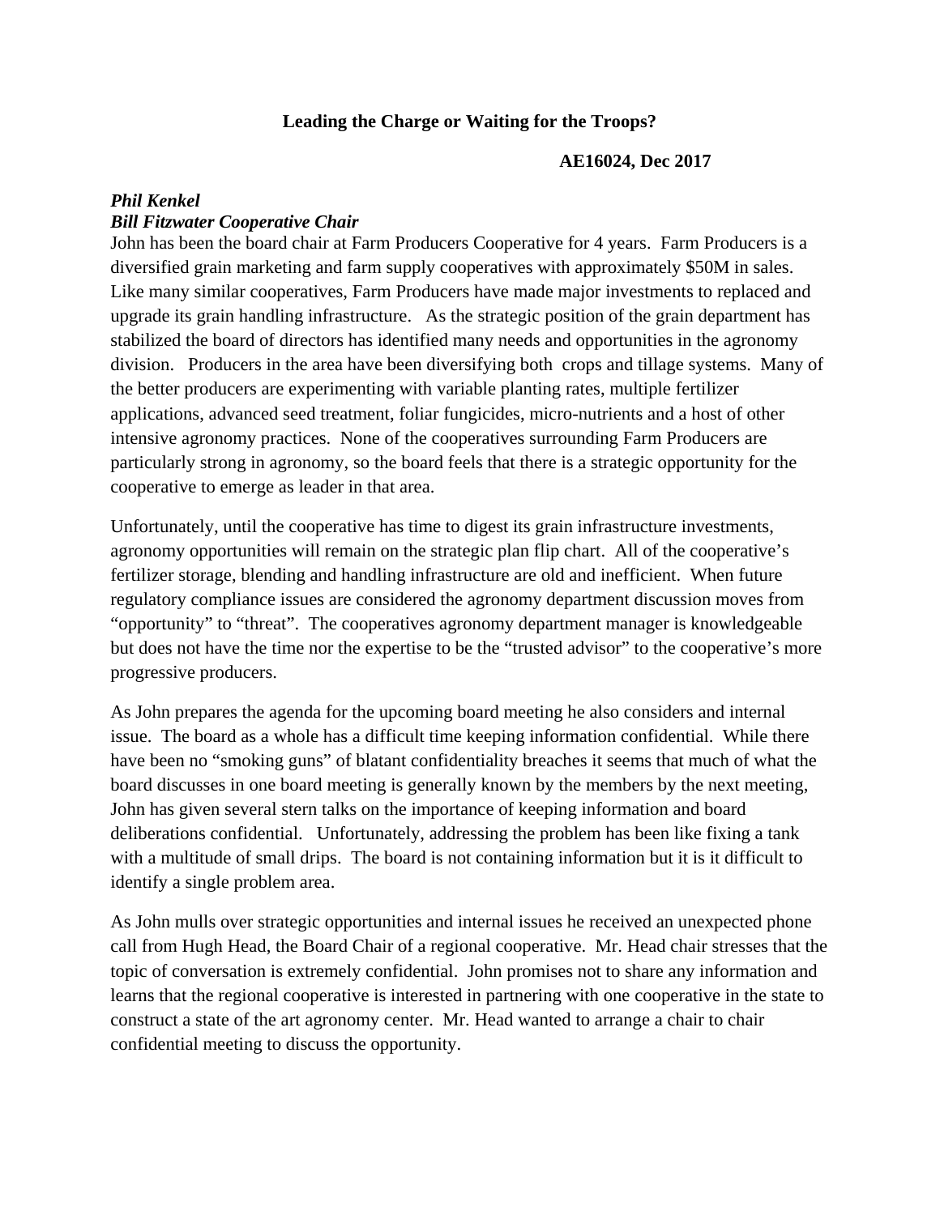# Leading the Charge or Waiting for the Troops?

**AE16024, Dec 2017**

***Phil Kenkel***
***Bill Fitzwater Cooperative Chair***

John has been the board chair at Farm Producers Cooperative for 4 years. Farm Producers is a diversified grain marketing and farm supply cooperatives with approximately $50M in sales. Like many similar cooperatives, Farm Producers have made major investments to replaced and upgrade its grain handling infrastructure. As the strategic position of the grain department has stabilized the board of directors has identified many needs and opportunities in the agronomy division. Producers in the area have been diversifying both crops and tillage systems. Many of the better producers are experimenting with variable planting rates, multiple fertilizer applications, advanced seed treatment, foliar fungicides, micro-nutrients and a host of other intensive agronomy practices. None of the cooperatives surrounding Farm Producers are particularly strong in agronomy, so the board feels that there is a strategic opportunity for the cooperative to emerge as leader in that area.

Unfortunately, until the cooperative has time to digest its grain infrastructure investments, agronomy opportunities will remain on the strategic plan flip chart. All of the cooperative's fertilizer storage, blending and handling infrastructure are old and inefficient. When future regulatory compliance issues are considered the agronomy department discussion moves from "opportunity" to "threat". The cooperatives agronomy department manager is knowledgeable but does not have the time nor the expertise to be the "trusted advisor" to the cooperative's more progressive producers.

As John prepares the agenda for the upcoming board meeting he also considers and internal issue. The board as a whole has a difficult time keeping information confidential. While there have been no "smoking guns" of blatant confidentiality breaches it seems that much of what the board discusses in one board meeting is generally known by the members by the next meeting, John has given several stern talks on the importance of keeping information and board deliberations confidential. Unfortunately, addressing the problem has been like fixing a tank with a multitude of small drips. The board is not containing information but it is it difficult to identify a single problem area.

As John mulls over strategic opportunities and internal issues he received an unexpected phone call from Hugh Head, the Board Chair of a regional cooperative. Mr. Head chair stresses that the topic of conversation is extremely confidential. John promises not to share any information and learns that the regional cooperative is interested in partnering with one cooperative in the state to construct a state of the art agronomy center. Mr. Head wanted to arrange a chair to chair confidential meeting to discuss the opportunity.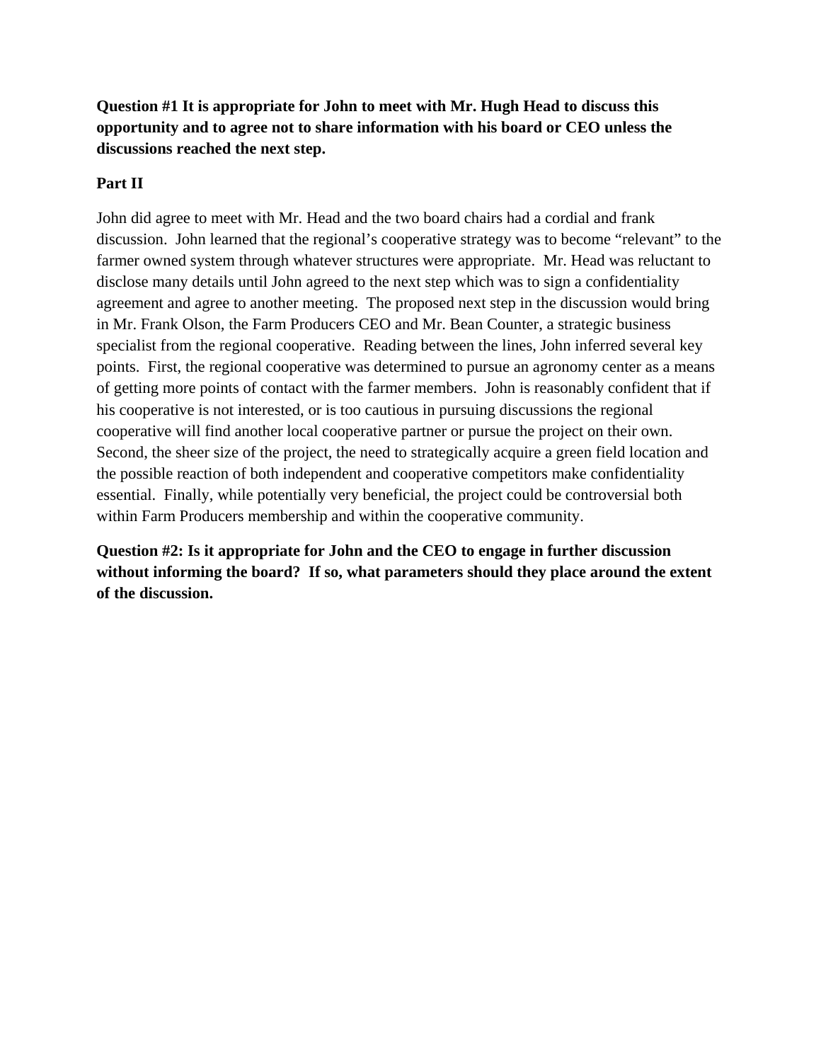**Question #1 It is appropriate for John to meet with Mr. Hugh Head to discuss this opportunity and to agree not to share information with his board or CEO unless the discussions reached the next step.**

**Part II**

John did agree to meet with Mr. Head and the two board chairs had a cordial and frank discussion. John learned that the regional's cooperative strategy was to become "relevant" to the farmer owned system through whatever structures were appropriate. Mr. Head was reluctant to disclose many details until John agreed to the next step which was to sign a confidentiality agreement and agree to another meeting. The proposed next step in the discussion would bring in Mr. Frank Olson, the Farm Producers CEO and Mr. Bean Counter, a strategic business specialist from the regional cooperative. Reading between the lines, John inferred several key points. First, the regional cooperative was determined to pursue an agronomy center as a means of getting more points of contact with the farmer members. John is reasonably confident that if his cooperative is not interested, or is too cautious in pursuing discussions the regional cooperative will find another local cooperative partner or pursue the project on their own. Second, the sheer size of the project, the need to strategically acquire a green field location and the possible reaction of both independent and cooperative competitors make confidentiality essential. Finally, while potentially very beneficial, the project could be controversial both within Farm Producers membership and within the cooperative community.

**Question #2: Is it appropriate for John and the CEO to engage in further discussion without informing the board? If so, what parameters should they place around the extent of the discussion.**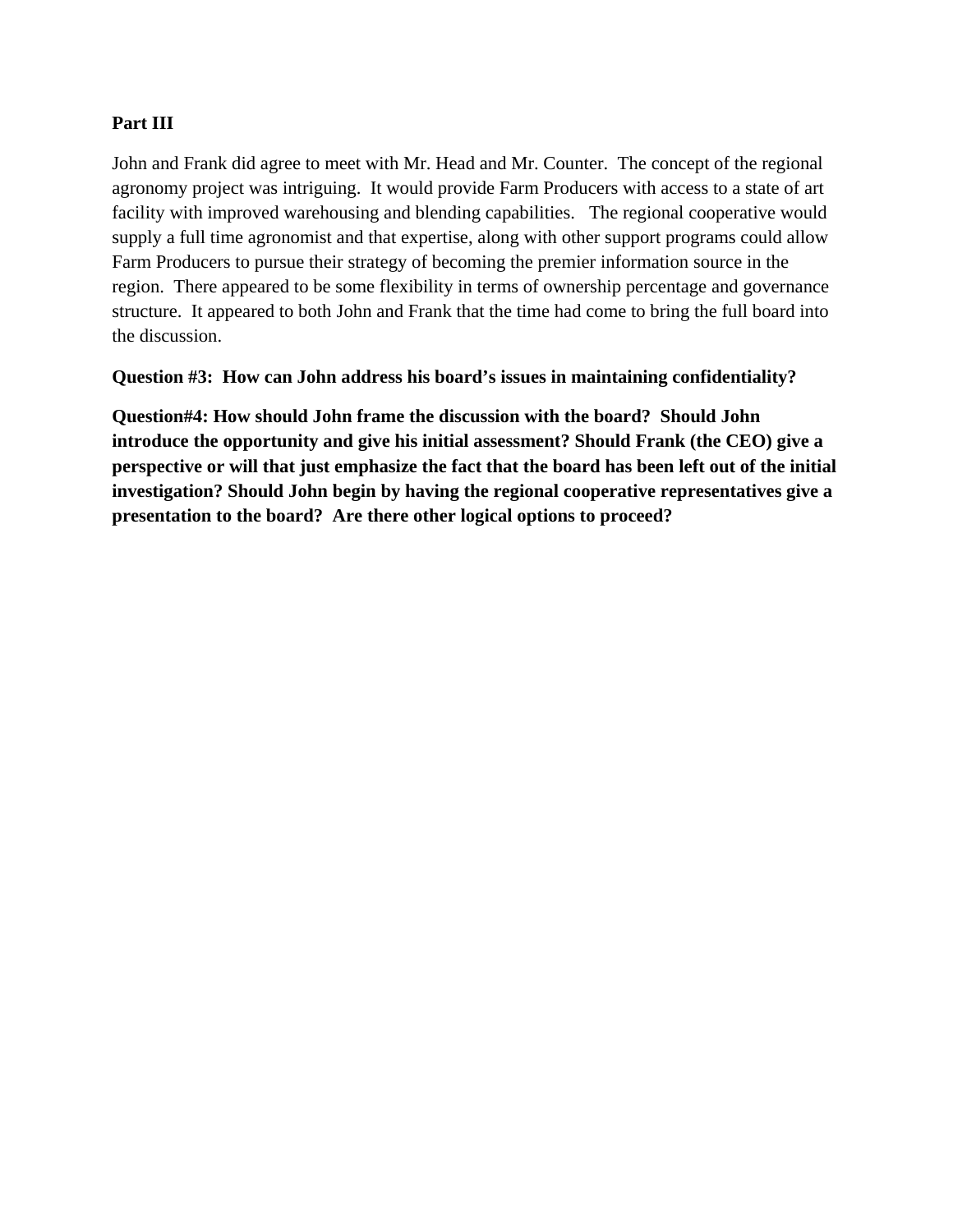**Part III**

John and Frank did agree to meet with Mr. Head and Mr. Counter. The concept of the regional agronomy project was intriguing. It would provide Farm Producers with access to a state of art facility with improved warehousing and blending capabilities. The regional cooperative would supply a full time agronomist and that expertise, along with other support programs could allow Farm Producers to pursue their strategy of becoming the premier information source in the region. There appeared to be some flexibility in terms of ownership percentage and governance structure. It appeared to both John and Frank that the time had come to bring the full board into the discussion.

**Question #3: How can John address his board's issues in maintaining confidentiality?**

**Question#4: How should John frame the discussion with the board? Should John introduce the opportunity and give his initial assessment? Should Frank (the CEO) give a perspective or will that just emphasize the fact that the board has been left out of the initial investigation? Should John begin by having the regional cooperative representatives give a presentation to the board? Are there other logical options to proceed?**